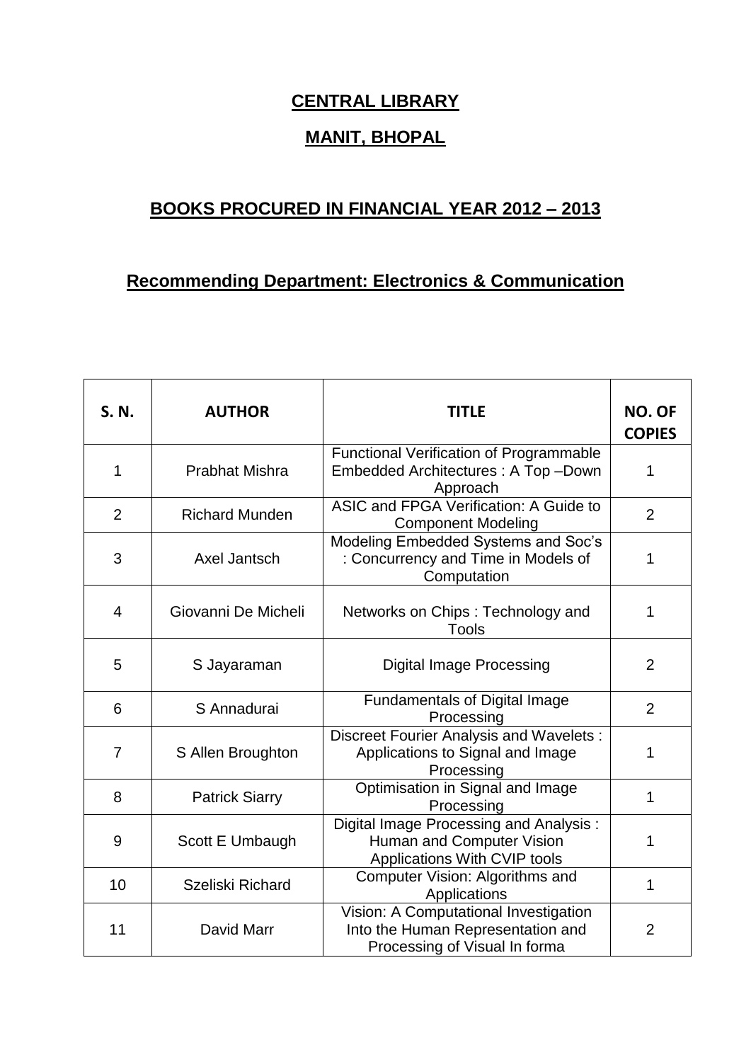# CENTRAL LIBRARY

## MANIT, BHOPAL

## BOOKS PROCURED IN FINANCIAL YEAR 2012 – 2013

## Recommending Department: Electronics & Communication

| S. N. | AUTHOR | TITLE | NO. OF COPIES |
|---|---|---|---|
| 1 | Prabhat Mishra | Functional Verification of Programmable Embedded Architectures : A Top –Down Approach | 1 |
| 2 | Richard Munden | ASIC and FPGA Verification: A Guide to Component Modeling | 2 |
| 3 | Axel Jantsch | Modeling Embedded Systems and Soc's : Concurrency and Time in Models of Computation | 1 |
| 4 | Giovanni De Micheli | Networks on Chips : Technology and Tools | 1 |
| 5 | S Jayaraman | Digital Image Processing | 2 |
| 6 | S Annadurai | Fundamentals of Digital Image Processing | 2 |
| 7 | S Allen Broughton | Discreet Fourier Analysis and Wavelets : Applications to Signal and Image Processing | 1 |
| 8 | Patrick Siarry | Optimisation in Signal and Image Processing | 1 |
| 9 | Scott E Umbaugh | Digital Image Processing and Analysis : Human and Computer Vision Applications With CVIP tools | 1 |
| 10 | Szeliski Richard | Computer Vision: Algorithms and Applications | 1 |
| 11 | David Marr | Vision: A Computational Investigation Into the Human Representation and Processing of Visual In forma | 2 |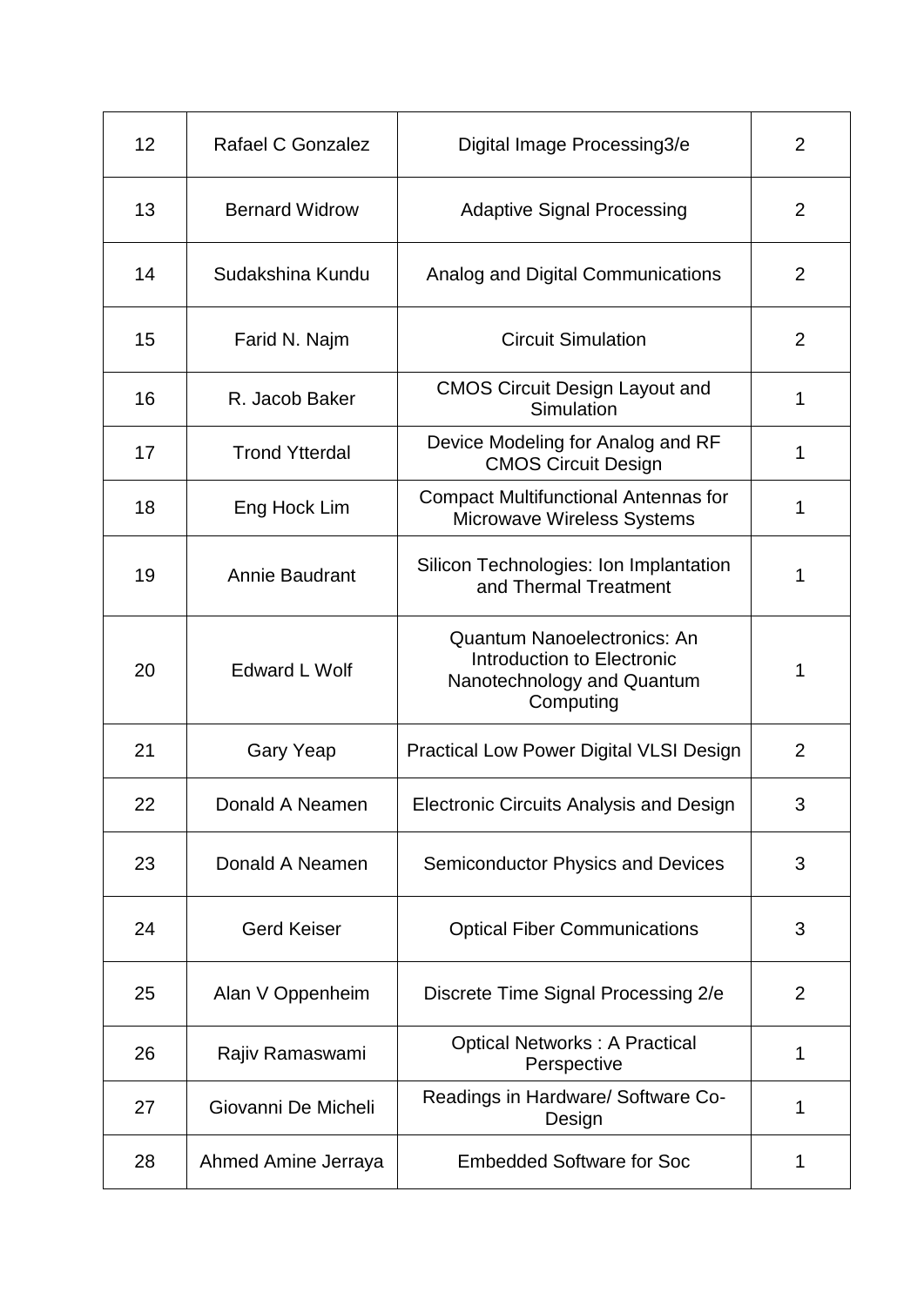| 12 | Rafael C Gonzalez | Digital Image Processing3/e | 2 |
|---|---|---|---|
| 13 | Bernard Widrow | Adaptive Signal Processing | 2 |
| 14 | Sudakshina Kundu | Analog and Digital Communications | 2 |
| 15 | Farid N. Najm | Circuit Simulation | 2 |
| 16 | R. Jacob Baker | CMOS Circuit Design Layout and Simulation | 1 |
| 17 | Trond Ytterdal | Device Modeling for Analog and RF CMOS Circuit Design | 1 |
| 18 | Eng Hock Lim | Compact Multifunctional Antennas for Microwave Wireless Systems | 1 |
| 19 | Annie Baudrant | Silicon Technologies: Ion Implantation and Thermal Treatment | 1 |
| 20 | Edward L Wolf | Quantum Nanoelectronics: An Introduction to Electronic Nanotechnology and Quantum Computing | 1 |
| 21 | Gary Yeap | Practical Low Power Digital VLSI Design | 2 |
| 22 | Donald A Neamen | Electronic Circuits Analysis and Design | 3 |
| 23 | Donald A Neamen | Semiconductor Physics and Devices | 3 |
| 24 | Gerd Keiser | Optical Fiber Communications | 3 |
| 25 | Alan V Oppenheim | Discrete Time Signal Processing 2/e | 2 |
| 26 | Rajiv Ramaswami | Optical Networks : A Practical Perspective | 1 |
| 27 | Giovanni De Micheli | Readings in Hardware/ Software Co-Design | 1 |
| 28 | Ahmed Amine Jerraya | Embedded Software for Soc | 1 |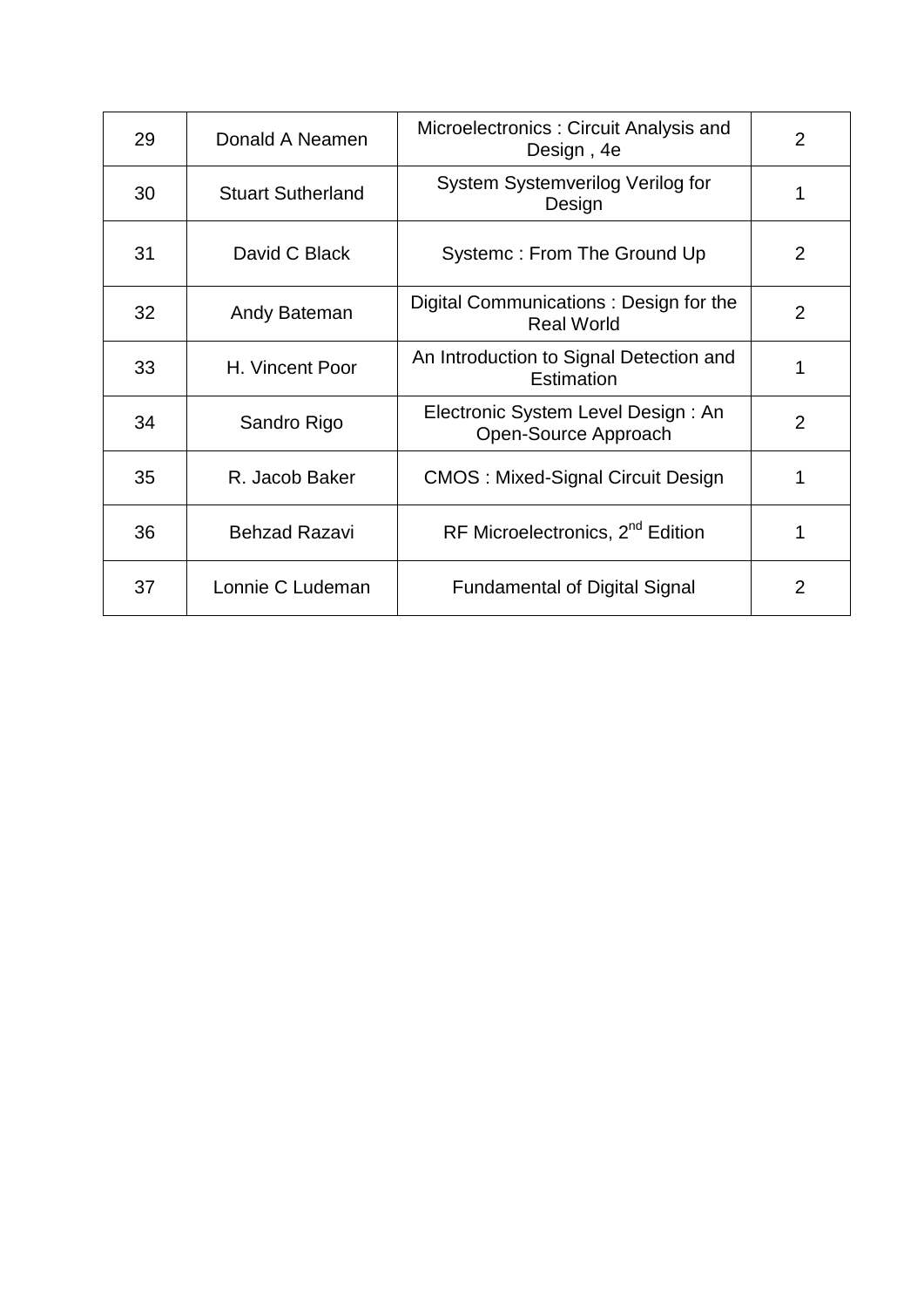| | | | |
|---|---|---|---|
| 29 | Donald A Neamen | Microelectronics : Circuit Analysis and Design , 4e | 2 |
| 30 | Stuart Sutherland | System Systemverilog Verilog for Design | 1 |
| 31 | David C Black | Systemc : From The Ground Up | 2 |
| 32 | Andy Bateman | Digital Communications : Design for the Real World | 2 |
| 33 | H. Vincent Poor | An Introduction to Signal Detection and Estimation | 1 |
| 34 | Sandro Rigo | Electronic System Level Design : An Open-Source Approach | 2 |
| 35 | R. Jacob Baker | CMOS : Mixed-Signal Circuit Design | 1 |
| 36 | Behzad Razavi | RF Microelectronics, 2nd Edition | 1 |
| 37 | Lonnie C Ludeman | Fundamental of Digital Signal | 2 |